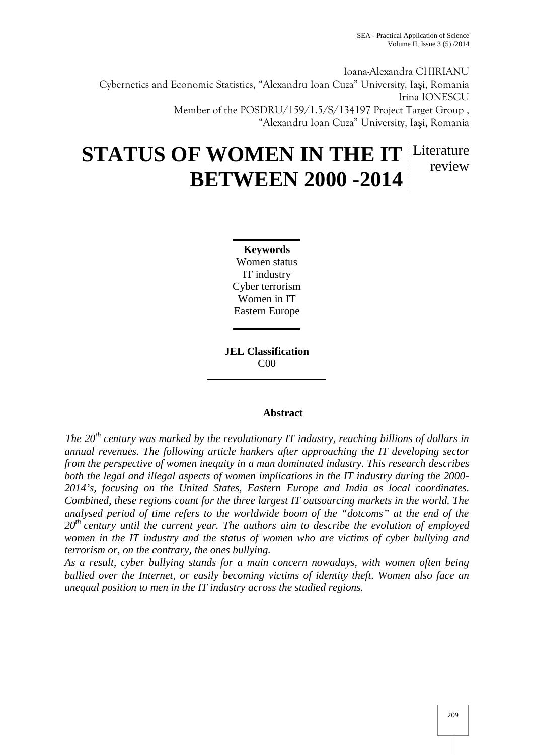Ioana-Alexandra CHIRIANU
Cybernetics and Economic Statistics, "Alexandru Ioan Cuza" University, Iaşi, Romania
Irina IONESCU
Member of the POSDRU/159/1.5/S/134197 Project Target Group ,
"Alexandru Ioan Cuza" University, Iaşi, Romania

# STATUS OF WOMEN IN THE IT BETWEEN 2000 -2014

Literature review

**Keywords**
Women status
IT industry
Cyber terrorism
Women in IT
Eastern Europe

**JEL Classification**
C00

## Abstract

*The 20th century was marked by the revolutionary IT industry, reaching billions of dollars in annual revenues. The following article hankers after approaching the IT developing sector from the perspective of women inequity in a man dominated industry. This research describes both the legal and illegal aspects of women implications in the IT industry during the 2000-2014's, focusing on the United States, Eastern Europe and India as local coordinates. Combined, these regions count for the three largest IT outsourcing markets in the world. The analysed period of time refers to the worldwide boom of the "dotcoms" at the end of the 20th century until the current year. The authors aim to describe the evolution of employed women in the IT industry and the status of women who are victims of cyber bullying and terrorism or, on the contrary, the ones bullying.*

*As a result, cyber bullying stands for a main concern nowadays, with women often being bullied over the Internet, or easily becoming victims of identity theft. Women also face an unequal position to men in the IT industry across the studied regions.*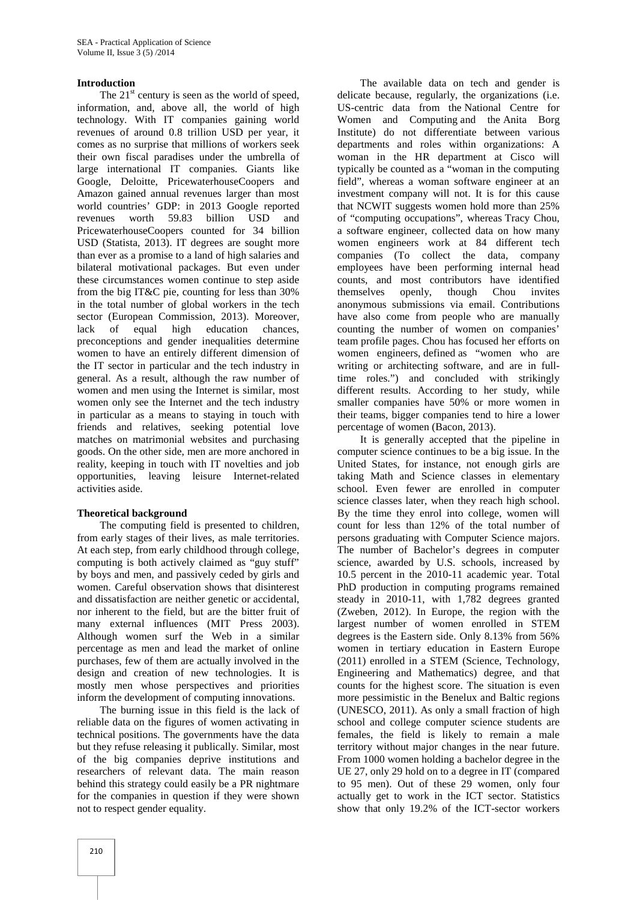## Introduction

The 21$^{st}$ century is seen as the world of speed, information, and, above all, the world of high technology. With IT companies gaining world revenues of around 0.8 trillion USD per year, it comes as no surprise that millions of workers seek their own fiscal paradises under the umbrella of large international IT companies. Giants like Google, Deloitte, PricewaterhouseCoopers and Amazon gained annual revenues larger than most world countries' GDP: in 2013 Google reported revenues worth 59.83 billion USD and PricewaterhouseCoopers counted for 34 billion USD (Statista, 2013). IT degrees are sought more than ever as a promise to a land of high salaries and bilateral motivational packages. But even under these circumstances women continue to step aside from the big IT&C pie, counting for less than 30% in the total number of global workers in the tech sector (European Commission, 2013). Moreover, lack of equal high education chances, preconceptions and gender inequalities determine women to have an entirely different dimension of the IT sector in particular and the tech industry in general. As a result, although the raw number of women and men using the Internet is similar, most women only see the Internet and the tech industry in particular as a means to staying in touch with friends and relatives, seeking potential love matches on matrimonial websites and purchasing goods. On the other side, men are more anchored in reality, keeping in touch with IT novelties and job opportunities, leaving leisure Internet-related activities aside.

## Theoretical background

The computing field is presented to children, from early stages of their lives, as male territories. At each step, from early childhood through college, computing is both actively claimed as "guy stuff" by boys and men, and passively ceded by girls and women. Careful observation shows that disinterest and dissatisfaction are neither genetic or accidental, nor inherent to the field, but are the bitter fruit of many external influences (MIT Press 2003). Although women surf the Web in a similar percentage as men and lead the market of online purchases, few of them are actually involved in the design and creation of new technologies. It is mostly men whose perspectives and priorities inform the development of computing innovations.

The burning issue in this field is the lack of reliable data on the figures of women activating in technical positions. The governments have the data but they refuse releasing it publically. Similar, most of the big companies deprive institutions and researchers of relevant data. The main reason behind this strategy could easily be a PR nightmare for the companies in question if they were shown not to respect gender equality.

The available data on tech and gender is delicate because, regularly, the organizations (i.e. US-centric data from the National Centre for Women and Computing and the Anita Borg Institute) do not differentiate between various departments and roles within organizations: A woman in the HR department at Cisco will typically be counted as a "woman in the computing field", whereas a woman software engineer at an investment company will not. It is for this cause that NCWIT suggests women hold more than 25% of "computing occupations", whereas Tracy Chou, a software engineer, collected data on how many women engineers work at 84 different tech companies (To collect the data, company employees have been performing internal head counts, and most contributors have identified themselves openly, though Chou invites anonymous submissions via email. Contributions have also come from people who are manually counting the number of women on companies' team profile pages. Chou has focused her efforts on women engineers, defined as "women who are writing or architecting software, and are in full-time roles.") and concluded with strikingly different results. According to her study, while smaller companies have 50% or more women in their teams, bigger companies tend to hire a lower percentage of women (Bacon, 2013).

It is generally accepted that the pipeline in computer science continues to be a big issue. In the United States, for instance, not enough girls are taking Math and Science classes in elementary school. Even fewer are enrolled in computer science classes later, when they reach high school. By the time they enrol into college, women will count for less than 12% of the total number of persons graduating with Computer Science majors. The number of Bachelor's degrees in computer science, awarded by U.S. schools, increased by 10.5 percent in the 2010-11 academic year. Total PhD production in computing programs remained steady in 2010-11, with 1,782 degrees granted (Zweben, 2012). In Europe, the region with the largest number of women enrolled in STEM degrees is the Eastern side. Only 8.13% from 56% women in tertiary education in Eastern Europe (2011) enrolled in a STEM (Science, Technology, Engineering and Mathematics) degree, and that counts for the highest score. The situation is even more pessimistic in the Benelux and Baltic regions (UNESCO, 2011). As only a small fraction of high school and college computer science students are females, the field is likely to remain a male territory without major changes in the near future. From 1000 women holding a bachelor degree in the UE 27, only 29 hold on to a degree in IT (compared to 95 men). Out of these 29 women, only four actually get to work in the ICT sector. Statistics show that only 19.2% of the ICT-sector workers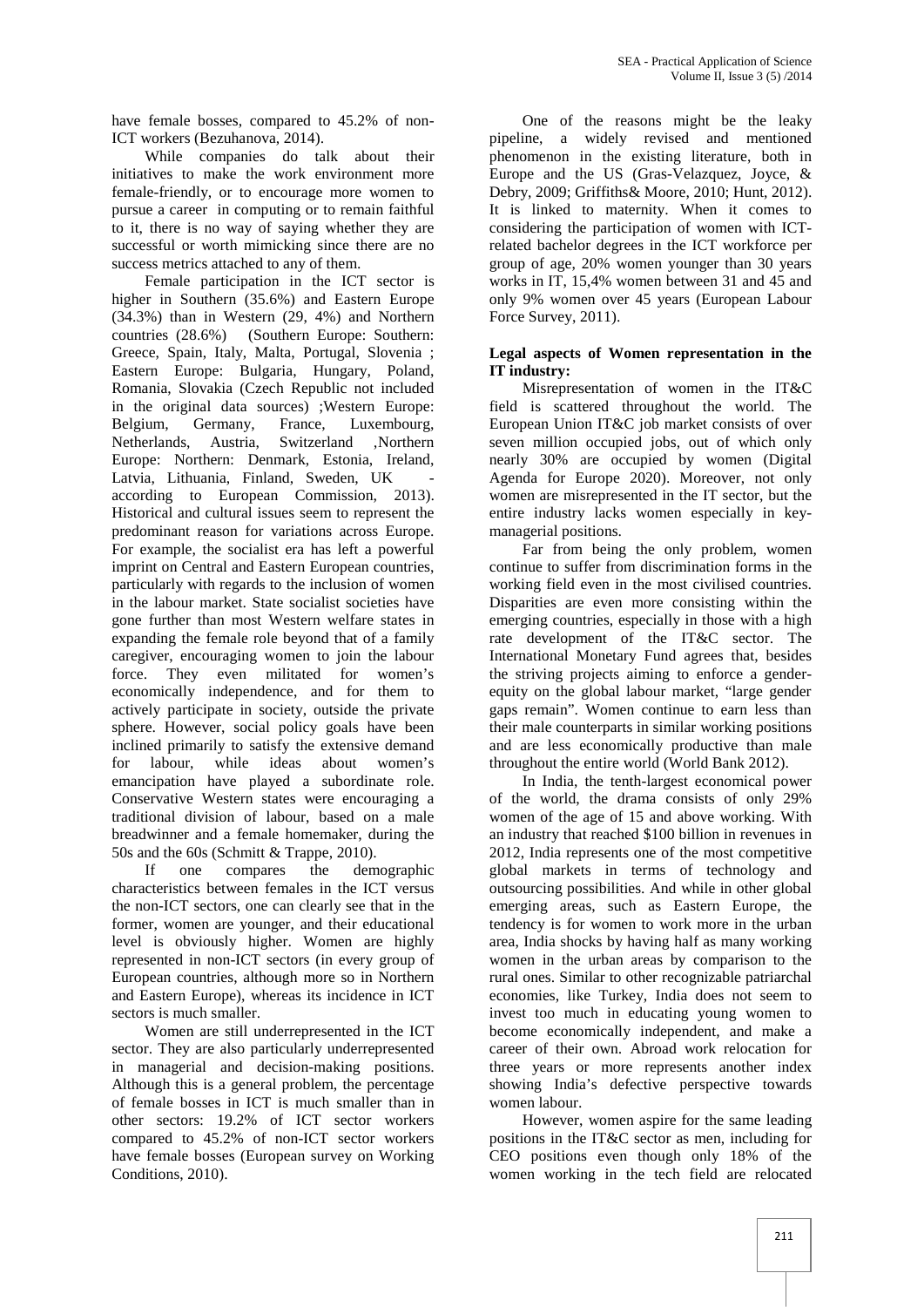have female bosses, compared to 45.2% of non-ICT workers (Bezuhanova, 2014).

While companies do talk about their initiatives to make the work environment more female-friendly, or to encourage more women to pursue a career in computing or to remain faithful to it, there is no way of saying whether they are successful or worth mimicking since there are no success metrics attached to any of them.

Female participation in the ICT sector is higher in Southern (35.6%) and Eastern Europe (34.3%) than in Western (29, 4%) and Northern countries (28.6%) (Southern Europe: Southern: Greece, Spain, Italy, Malta, Portugal, Slovenia ; Eastern Europe: Bulgaria, Hungary, Poland, Romania, Slovakia (Czech Republic not included in the original data sources) ;Western Europe: Belgium, Germany, France, Luxembourg, Netherlands, Austria, Switzerland ,Northern Europe: Northern: Denmark, Estonia, Ireland, Latvia, Lithuania, Finland, Sweden, UK - according to European Commission, 2013). Historical and cultural issues seem to represent the predominant reason for variations across Europe. For example, the socialist era has left a powerful imprint on Central and Eastern European countries, particularly with regards to the inclusion of women in the labour market. State socialist societies have gone further than most Western welfare states in expanding the female role beyond that of a family caregiver, encouraging women to join the labour force. They even militated for women's economically independence, and for them to actively participate in society, outside the private sphere. However, social policy goals have been inclined primarily to satisfy the extensive demand for labour, while ideas about women's emancipation have played a subordinate role. Conservative Western states were encouraging a traditional division of labour, based on a male breadwinner and a female homemaker, during the 50s and the 60s (Schmitt & Trappe, 2010).

If one compares the demographic characteristics between females in the ICT versus the non-ICT sectors, one can clearly see that in the former, women are younger, and their educational level is obviously higher. Women are highly represented in non-ICT sectors (in every group of European countries, although more so in Northern and Eastern Europe), whereas its incidence in ICT sectors is much smaller.

Women are still underrepresented in the ICT sector. They are also particularly underrepresented in managerial and decision-making positions. Although this is a general problem, the percentage of female bosses in ICT is much smaller than in other sectors: 19.2% of ICT sector workers compared to 45.2% of non-ICT sector workers have female bosses (European survey on Working Conditions, 2010).

One of the reasons might be the leaky pipeline, a widely revised and mentioned phenomenon in the existing literature, both in Europe and the US (Gras-Velazquez, Joyce, & Debry, 2009; Griffiths& Moore, 2010; Hunt, 2012). It is linked to maternity. When it comes to considering the participation of women with ICT-related bachelor degrees in the ICT workforce per group of age, 20% women younger than 30 years works in IT, 15,4% women between 31 and 45 and only 9% women over 45 years (European Labour Force Survey, 2011).

**Legal aspects of Women representation in the IT industry:**

Misrepresentation of women in the IT&C field is scattered throughout the world. The European Union IT&C job market consists of over seven million occupied jobs, out of which only nearly 30% are occupied by women (Digital Agenda for Europe 2020). Moreover, not only women are misrepresented in the IT sector, but the entire industry lacks women especially in key-managerial positions.

Far from being the only problem, women continue to suffer from discrimination forms in the working field even in the most civilised countries. Disparities are even more consisting within the emerging countries, especially in those with a high rate development of the IT&C sector. The International Monetary Fund agrees that, besides the striving projects aiming to enforce a gender-equity on the global labour market, "large gender gaps remain". Women continue to earn less than their male counterparts in similar working positions and are less economically productive than male throughout the entire world (World Bank 2012).

In India, the tenth-largest economical power of the world, the drama consists of only 29% women of the age of 15 and above working. With an industry that reached $100 billion in revenues in 2012, India represents one of the most competitive global markets in terms of technology and outsourcing possibilities. And while in other global emerging areas, such as Eastern Europe, the tendency is for women to work more in the urban area, India shocks by having half as many working women in the urban areas by comparison to the rural ones. Similar to other recognizable patriarchal economies, like Turkey, India does not seem to invest too much in educating young women to become economically independent, and make a career of their own. Abroad work relocation for three years or more represents another index showing India's defective perspective towards women labour.

However, women aspire for the same leading positions in the IT&C sector as men, including for CEO positions even though only 18% of the women working in the tech field are relocated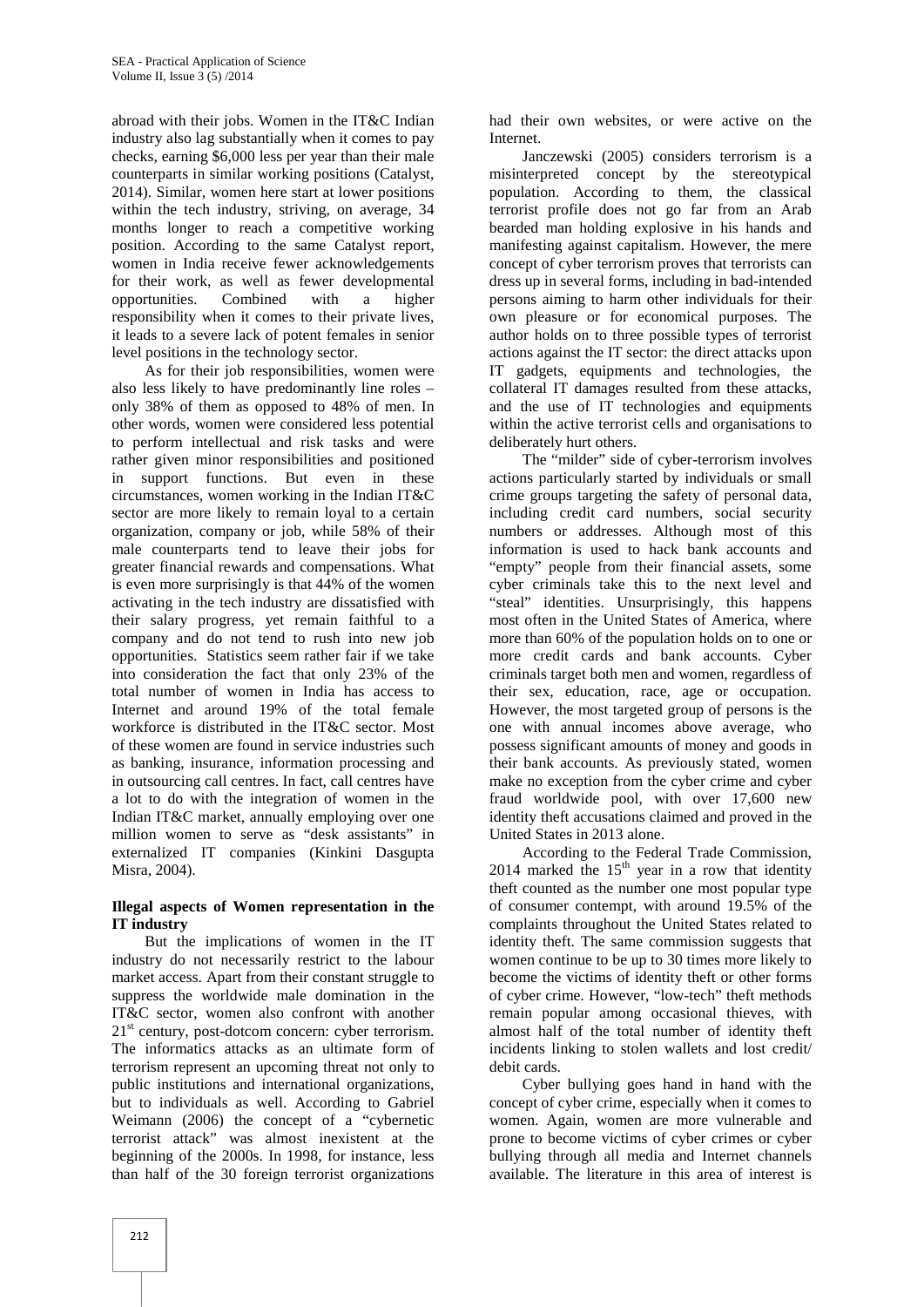abroad with their jobs. Women in the IT&C Indian industry also lag substantially when it comes to pay checks, earning $6,000 less per year than their male counterparts in similar working positions (Catalyst, 2014). Similar, women here start at lower positions within the tech industry, striving, on average, 34 months longer to reach a competitive working position. According to the same Catalyst report, women in India receive fewer acknowledgements for their work, as well as fewer developmental opportunities. Combined with a higher responsibility when it comes to their private lives, it leads to a severe lack of potent females in senior level positions in the technology sector.

As for their job responsibilities, women were also less likely to have predominantly line roles – only 38% of them as opposed to 48% of men. In other words, women were considered less potential to perform intellectual and risk tasks and were rather given minor responsibilities and positioned in support functions. But even in these circumstances, women working in the Indian IT&C sector are more likely to remain loyal to a certain organization, company or job, while 58% of their male counterparts tend to leave their jobs for greater financial rewards and compensations. What is even more surprisingly is that 44% of the women activating in the tech industry are dissatisfied with their salary progress, yet remain faithful to a company and do not tend to rush into new job opportunities. Statistics seem rather fair if we take into consideration the fact that only 23% of the total number of women in India has access to Internet and around 19% of the total female workforce is distributed in the IT&C sector. Most of these women are found in service industries such as banking, insurance, information processing and in outsourcing call centres. In fact, call centres have a lot to do with the integration of women in the Indian IT&C market, annually employing over one million women to serve as "desk assistants" in externalized IT companies (Kinkini Dasgupta Misra, 2004).

**Illegal aspects of Women representation in the IT industry**

But the implications of women in the IT industry do not necessarily restrict to the labour market access. Apart from their constant struggle to suppress the worldwide male domination in the IT&C sector, women also confront with another 21st century, post-dotcom concern: cyber terrorism. The informatics attacks as an ultimate form of terrorism represent an upcoming threat not only to public institutions and international organizations, but to individuals as well. According to Gabriel Weimann (2006) the concept of a "cybernetic terrorist attack" was almost inexistent at the beginning of the 2000s. In 1998, for instance, less than half of the 30 foreign terrorist organizations had their own websites, or were active on the Internet.

Janczewski (2005) considers terrorism is a misinterpreted concept by the stereotypical population. According to them, the classical terrorist profile does not go far from an Arab bearded man holding explosive in his hands and manifesting against capitalism. However, the mere concept of cyber terrorism proves that terrorists can dress up in several forms, including in bad-intended persons aiming to harm other individuals for their own pleasure or for economical purposes. The author holds on to three possible types of terrorist actions against the IT sector: the direct attacks upon IT gadgets, equipments and technologies, the collateral IT damages resulted from these attacks, and the use of IT technologies and equipments within the active terrorist cells and organisations to deliberately hurt others.

The "milder" side of cyber-terrorism involves actions particularly started by individuals or small crime groups targeting the safety of personal data, including credit card numbers, social security numbers or addresses. Although most of this information is used to hack bank accounts and "empty" people from their financial assets, some cyber criminals take this to the next level and "steal" identities. Unsurprisingly, this happens most often in the United States of America, where more than 60% of the population holds on to one or more credit cards and bank accounts. Cyber criminals target both men and women, regardless of their sex, education, race, age or occupation. However, the most targeted group of persons is the one with annual incomes above average, who possess significant amounts of money and goods in their bank accounts. As previously stated, women make no exception from the cyber crime and cyber fraud worldwide pool, with over 17,600 new identity theft accusations claimed and proved in the United States in 2013 alone.

According to the Federal Trade Commission, 2014 marked the 15th year in a row that identity theft counted as the number one most popular type of consumer contempt, with around 19.5% of the complaints throughout the United States related to identity theft. The same commission suggests that women continue to be up to 30 times more likely to become the victims of identity theft or other forms of cyber crime. However, "low-tech" theft methods remain popular among occasional thieves, with almost half of the total number of identity theft incidents linking to stolen wallets and lost credit/ debit cards.

Cyber bullying goes hand in hand with the concept of cyber crime, especially when it comes to women. Again, women are more vulnerable and prone to become victims of cyber crimes or cyber bullying through all media and Internet channels available. The literature in this area of interest is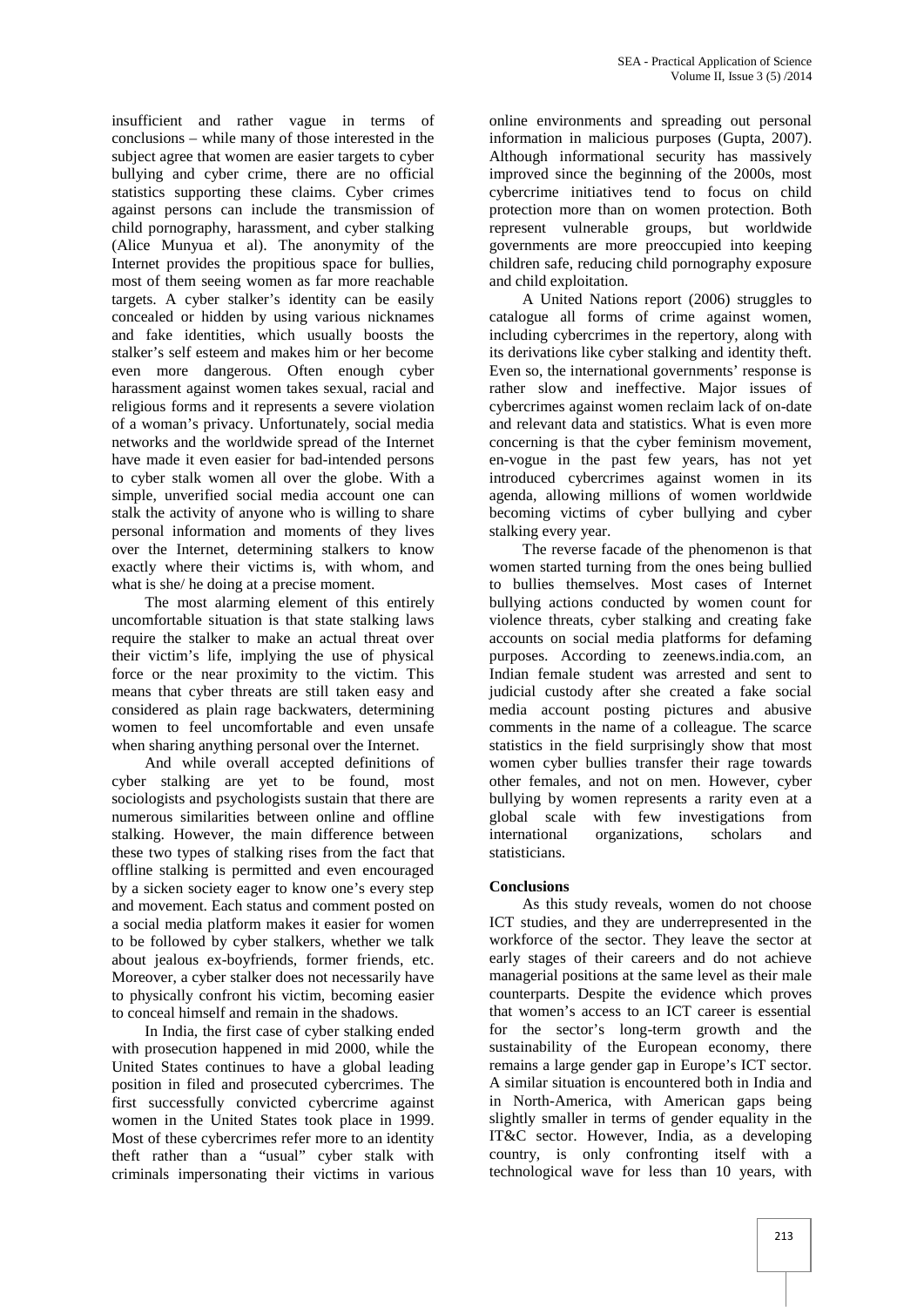insufficient and rather vague in terms of conclusions – while many of those interested in the subject agree that women are easier targets to cyber bullying and cyber crime, there are no official statistics supporting these claims. Cyber crimes against persons can include the transmission of child pornography, harassment, and cyber stalking (Alice Munyua et al). The anonymity of the Internet provides the propitious space for bullies, most of them seeing women as far more reachable targets. A cyber stalker's identity can be easily concealed or hidden by using various nicknames and fake identities, which usually boosts the stalker's self esteem and makes him or her become even more dangerous. Often enough cyber harassment against women takes sexual, racial and religious forms and it represents a severe violation of a woman's privacy. Unfortunately, social media networks and the worldwide spread of the Internet have made it even easier for bad-intended persons to cyber stalk women all over the globe. With a simple, unverified social media account one can stalk the activity of anyone who is willing to share personal information and moments of they lives over the Internet, determining stalkers to know exactly where their victims is, with whom, and what is she/ he doing at a precise moment.

The most alarming element of this entirely uncomfortable situation is that state stalking laws require the stalker to make an actual threat over their victim's life, implying the use of physical force or the near proximity to the victim. This means that cyber threats are still taken easy and considered as plain rage backwaters, determining women to feel uncomfortable and even unsafe when sharing anything personal over the Internet.

And while overall accepted definitions of cyber stalking are yet to be found, most sociologists and psychologists sustain that there are numerous similarities between online and offline stalking. However, the main difference between these two types of stalking rises from the fact that offline stalking is permitted and even encouraged by a sicken society eager to know one's every step and movement. Each status and comment posted on a social media platform makes it easier for women to be followed by cyber stalkers, whether we talk about jealous ex-boyfriends, former friends, etc. Moreover, a cyber stalker does not necessarily have to physically confront his victim, becoming easier to conceal himself and remain in the shadows.

In India, the first case of cyber stalking ended with prosecution happened in mid 2000, while the United States continues to have a global leading position in filed and prosecuted cybercrimes. The first successfully convicted cybercrime against women in the United States took place in 1999. Most of these cybercrimes refer more to an identity theft rather than a "usual" cyber stalk with criminals impersonating their victims in various online environments and spreading out personal information in malicious purposes (Gupta, 2007). Although informational security has massively improved since the beginning of the 2000s, most cybercrime initiatives tend to focus on child protection more than on women protection. Both represent vulnerable groups, but worldwide governments are more preoccupied into keeping children safe, reducing child pornography exposure and child exploitation.

A United Nations report (2006) struggles to catalogue all forms of crime against women, including cybercrimes in the repertory, along with its derivations like cyber stalking and identity theft. Even so, the international governments' response is rather slow and ineffective. Major issues of cybercrimes against women reclaim lack of on-date and relevant data and statistics. What is even more concerning is that the cyber feminism movement, en-vogue in the past few years, has not yet introduced cybercrimes against women in its agenda, allowing millions of women worldwide becoming victims of cyber bullying and cyber stalking every year.

The reverse facade of the phenomenon is that women started turning from the ones being bullied to bullies themselves. Most cases of Internet bullying actions conducted by women count for violence threats, cyber stalking and creating fake accounts on social media platforms for defaming purposes. According to zeenews.india.com, an Indian female student was arrested and sent to judicial custody after she created a fake social media account posting pictures and abusive comments in the name of a colleague. The scarce statistics in the field surprisingly show that most women cyber bullies transfer their rage towards other females, and not on men. However, cyber bullying by women represents a rarity even at a global scale with few investigations from international organizations, scholars and statisticians.

## Conclusions

As this study reveals, women do not choose ICT studies, and they are underrepresented in the workforce of the sector. They leave the sector at early stages of their careers and do not achieve managerial positions at the same level as their male counterparts. Despite the evidence which proves that women's access to an ICT career is essential for the sector's long-term growth and the sustainability of the European economy, there remains a large gender gap in Europe's ICT sector. A similar situation is encountered both in India and in North-America, with American gaps being slightly smaller in terms of gender equality in the IT&C sector. However, India, as a developing country, is only confronting itself with a technological wave for less than 10 years, with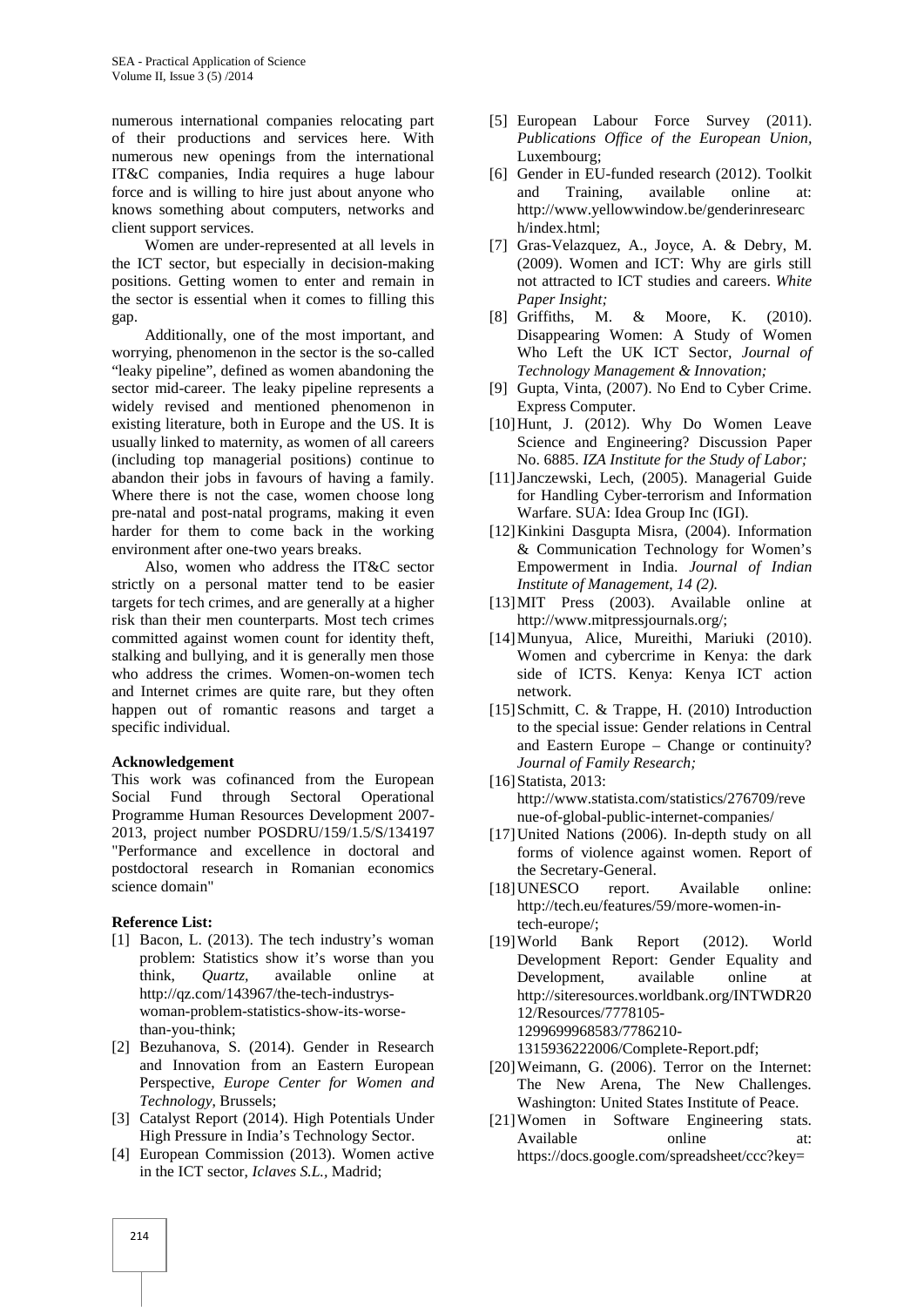numerous international companies relocating part of their productions and services here. With numerous new openings from the international IT&C companies, India requires a huge labour force and is willing to hire just about anyone who knows something about computers, networks and client support services.

Women are under-represented at all levels in the ICT sector, but especially in decision-making positions. Getting women to enter and remain in the sector is essential when it comes to filling this gap.

Additionally, one of the most important, and worrying, phenomenon in the sector is the so-called "leaky pipeline", defined as women abandoning the sector mid-career. The leaky pipeline represents a widely revised and mentioned phenomenon in existing literature, both in Europe and the US. It is usually linked to maternity, as women of all careers (including top managerial positions) continue to abandon their jobs in favours of having a family. Where there is not the case, women choose long pre-natal and post-natal programs, making it even harder for them to come back in the working environment after one-two years breaks.

Also, women who address the IT&C sector strictly on a personal matter tend to be easier targets for tech crimes, and are generally at a higher risk than their men counterparts. Most tech crimes committed against women count for identity theft, stalking and bullying, and it is generally men those who address the crimes. Women-on-women tech and Internet crimes are quite rare, but they often happen out of romantic reasons and target a specific individual.

**Acknowledgement**

This work was cofinanced from the European Social Fund through Sectoral Operational Programme Human Resources Development 2007-2013, project number POSDRU/159/1.5/S/134197 "Performance and excellence in doctoral and postdoctoral research in Romanian economics science domain"

**Reference List:**

[1] Bacon, L. (2013). The tech industry's woman problem: Statistics show it's worse than you think, *Quartz*, available online at http://qz.com/143967/the-tech-industrys-woman-problem-statistics-show-its-worse-than-you-think;

[2] Bezuhanova, S. (2014). Gender in Research and Innovation from an Eastern European Perspective, *Europe Center for Women and Technology*, Brussels;

[3] Catalyst Report (2014). High Potentials Under High Pressure in India's Technology Sector.

[4] European Commission (2013). Women active in the ICT sector, *Iclaves S.L.*, Madrid;

[5] European Labour Force Survey (2011). *Publications Office of the European Union*, Luxembourg;

[6] Gender in EU-funded research (2012). Toolkit and Training, available online at: http://www.yellowwindow.be/genderinresearch/index.html;

[7] Gras-Velazquez, A., Joyce, A. & Debry, M. (2009). Women and ICT: Why are girls still not attracted to ICT studies and careers. *White Paper Insight;*

[8] Griffiths, M. & Moore, K. (2010). Disappearing Women: A Study of Women Who Left the UK ICT Sector, *Journal of Technology Management & Innovation;*

[9] Gupta, Vinta, (2007). No End to Cyber Crime. Express Computer.

[10] Hunt, J. (2012). Why Do Women Leave Science and Engineering? Discussion Paper No. 6885. *IZA Institute for the Study of Labor;*

[11] Janczewski, Lech, (2005). Managerial Guide for Handling Cyber-terrorism and Information Warfare. SUA: Idea Group Inc (IGI).

[12] Kinkini Dasgupta Misra, (2004). Information & Communication Technology for Women's Empowerment in India. *Journal of Indian Institute of Management, 14 (2).*

[13] MIT Press (2003). Available online at http://www.mitpressjournals.org/;

[14] Munyua, Alice, Mureithi, Mariuki (2010). Women and cybercrime in Kenya: the dark side of ICTS. Kenya: Kenya ICT action network.

[15] Schmitt, C. & Trappe, H. (2010) Introduction to the special issue: Gender relations in Central and Eastern Europe – Change or continuity? *Journal of Family Research;*

[16] Statista, 2013: http://www.statista.com/statistics/276709/revenue-of-global-public-internet-companies/

[17] United Nations (2006). In-depth study on all forms of violence against women. Report of the Secretary-General.

[18] UNESCO report. Available online: http://tech.eu/features/59/more-women-in-tech-europe/;

[19] World Bank Report (2012). World Development Report: Gender Equality and Development, available online at http://siteresources.worldbank.org/INTWDR2012/Resources/7778105-1299699968583/7786210-1315936222006/Complete-Report.pdf;

[20] Weimann, G. (2006). Terror on the Internet: The New Arena, The New Challenges. Washington: United States Institute of Peace.

[21] Women in Software Engineering stats. Available online at: https://docs.google.com/spreadsheet/ccc?key=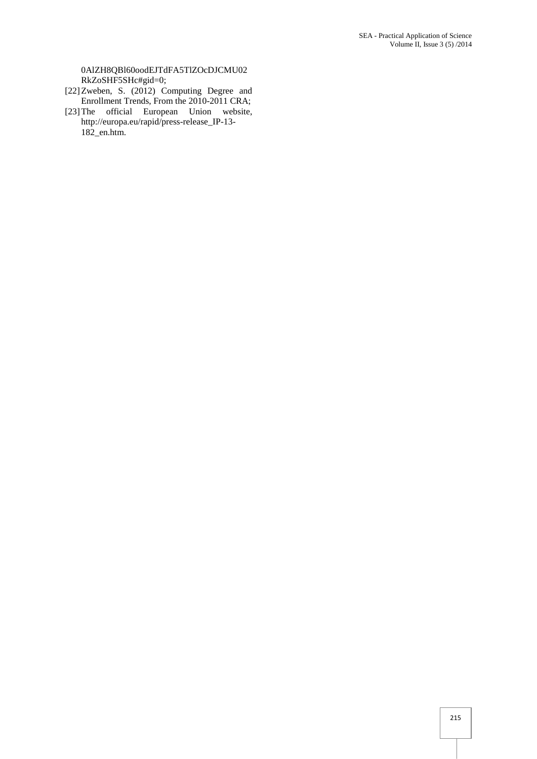0AlZH8QBl60oodEJTdFA5TlZOcDJCMU02RkZoSHF5SHc#gid=0;

[22] Zweben, S. (2012) Computing Degree and Enrollment Trends, From the 2010-2011 CRA;

[23] The official European Union website, http://europa.eu/rapid/press-release_IP-13-182_en.htm.